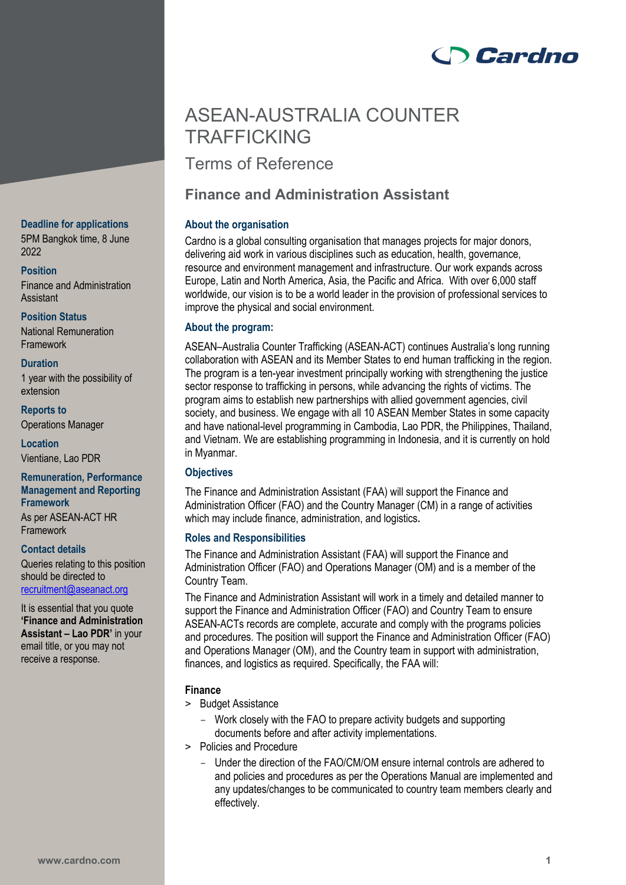# ASEAN-AUSTRALIA COUNTER TRAFFICKING

## Terms of Reference

## Finance and Administration Assistant

**Deadline for applications**
5PM Bangkok time, 8 June 2022

**Position**
Finance and Administration Assistant

**Position Status**
National Remuneration Framework

**Duration**
1 year with the possibility of extension

**Reports to**
Operations Manager

**Location**
Vientiane, Lao PDR

**Remuneration, Performance Management and Reporting Framework**
As per ASEAN-ACT HR Framework

**Contact details**
Queries relating to this position should be directed to recruitment@aseanact.org

It is essential that you quote **'Finance and Administration Assistant – Lao PDR'** in your email title, or you may not receive a response.

### About the organisation

Cardno is a global consulting organisation that manages projects for major donors, delivering aid work in various disciplines such as education, health, governance, resource and environment management and infrastructure. Our work expands across Europe, Latin and North America, Asia, the Pacific and Africa. With over 6,000 staff worldwide, our vision is to be a world leader in the provision of professional services to improve the physical and social environment.

### About the program:

ASEAN–Australia Counter Trafficking (ASEAN-ACT) continues Australia's long running collaboration with ASEAN and its Member States to end human trafficking in the region. The program is a ten-year investment principally working with strengthening the justice sector response to trafficking in persons, while advancing the rights of victims. The program aims to establish new partnerships with allied government agencies, civil society, and business. We engage with all 10 ASEAN Member States in some capacity and have national-level programming in Cambodia, Lao PDR, the Philippines, Thailand, and Vietnam. We are establishing programming in Indonesia, and it is currently on hold in Myanmar.

### Objectives

The Finance and Administration Assistant (FAA) will support the Finance and Administration Officer (FAO) and the Country Manager (CM) in a range of activities which may include finance, administration, and logistics.

### Roles and Responsibilities

The Finance and Administration Assistant (FAA) will support the Finance and Administration Officer (FAO) and Operations Manager (OM) and is a member of the Country Team.

The Finance and Administration Assistant will work in a timely and detailed manner to support the Finance and Administration Officer (FAO) and Country Team to ensure ASEAN-ACTs records are complete, accurate and comply with the programs policies and procedures. The position will support the Finance and Administration Officer (FAO) and Operations Manager (OM), and the Country team in support with administration, finances, and logistics as required. Specifically, the FAA will:

**Finance**

> Budget Assistance
  - Work closely with the FAO to prepare activity budgets and supporting documents before and after activity implementations.

> Policies and Procedure
  - Under the direction of the FAO/CM/OM ensure internal controls are adhered to and policies and procedures as per the Operations Manual are implemented and any updates/changes to be communicated to country team members clearly and effectively.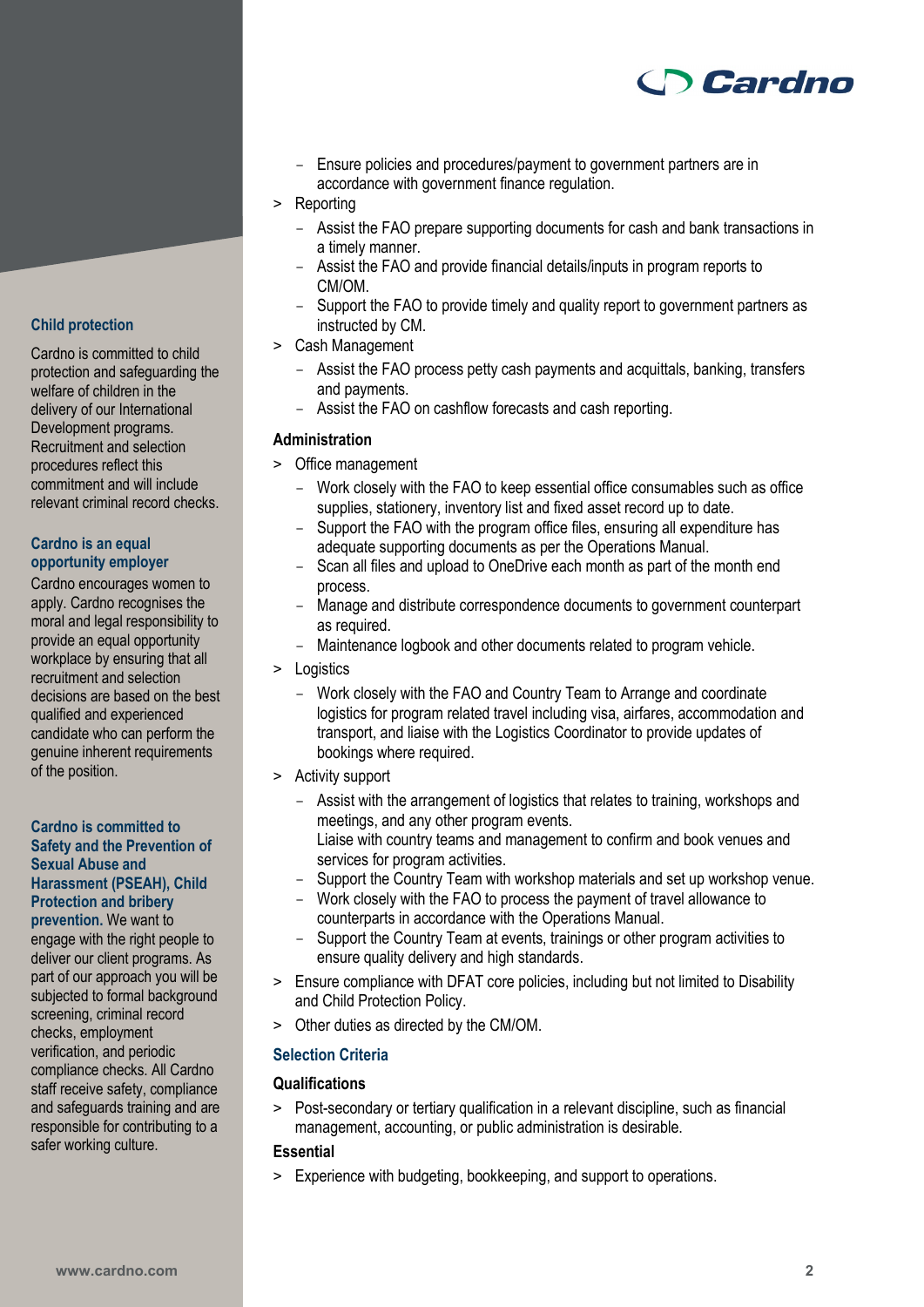- Ensure policies and procedures/payment to government partners are in accordance with government finance regulation.
- Reporting
  - Assist the FAO prepare supporting documents for cash and bank transactions in a timely manner.
  - Assist the FAO and provide financial details/inputs in program reports to CM/OM.
  - Support the FAO to provide timely and quality report to government partners as instructed by CM.
- Cash Management
  - Assist the FAO process petty cash payments and acquittals, banking, transfers and payments.
  - Assist the FAO on cashflow forecasts and cash reporting.

### Administration

- Office management
  - Work closely with the FAO to keep essential office consumables such as office supplies, stationery, inventory list and fixed asset record up to date.
  - Support the FAO with the program office files, ensuring all expenditure has adequate supporting documents as per the Operations Manual.
  - Scan all files and upload to OneDrive each month as part of the month end process.
  - Manage and distribute correspondence documents to government counterpart as required.
  - Maintenance logbook and other documents related to program vehicle.
- Logistics
  - Work closely with the FAO and Country Team to Arrange and coordinate logistics for program related travel including visa, airfares, accommodation and transport, and liaise with the Logistics Coordinator to provide updates of bookings where required.
- Activity support
  - Assist with the arrangement of logistics that relates to training, workshops and meetings, and any other program events.
    Liaise with country teams and management to confirm and book venues and services for program activities.
  - Support the Country Team with workshop materials and set up workshop venue.
  - Work closely with the FAO to process the payment of travel allowance to counterparts in accordance with the Operations Manual.
  - Support the Country Team at events, trainings or other program activities to ensure quality delivery and high standards.
- Ensure compliance with DFAT core policies, including but not limited to Disability and Child Protection Policy.
- Other duties as directed by the CM/OM.

## Selection Criteria

### Qualifications

- Post-secondary or tertiary qualification in a relevant discipline, such as financial management, accounting, or public administration is desirable.

### Essential

- Experience with budgeting, bookkeeping, and support to operations.

**Child protection**

Cardno is committed to child protection and safeguarding the welfare of children in the delivery of our International Development programs. Recruitment and selection procedures reflect this commitment and will include relevant criminal record checks.

**Cardno is an equal opportunity employer**

Cardno encourages women to apply. Cardno recognises the moral and legal responsibility to provide an equal opportunity workplace by ensuring that all recruitment and selection decisions are based on the best qualified and experienced candidate who can perform the genuine inherent requirements of the position.

**Cardno is committed to Safety and the Prevention of Sexual Abuse and Harassment (PSEAH), Child Protection and bribery prevention.** We want to engage with the right people to deliver our client programs. As part of our approach you will be subjected to formal background screening, criminal record checks, employment verification, and periodic compliance checks. All Cardno staff receive safety, compliance and safeguards training and are responsible for contributing to a safer working culture.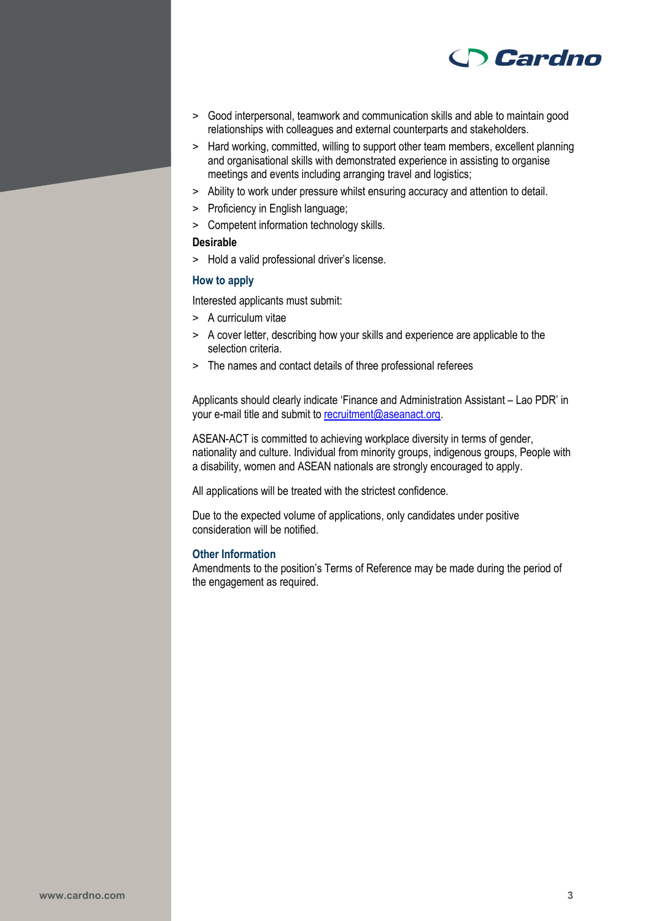- Good interpersonal, teamwork and communication skills and able to maintain good relationships with colleagues and external counterparts and stakeholders.
- Hard working, committed, willing to support other team members, excellent planning and organisational skills with demonstrated experience in assisting to organise meetings and events including arranging travel and logistics;
- Ability to work under pressure whilst ensuring accuracy and attention to detail.
- Proficiency in English language;
- Competent information technology skills.

**Desirable**

- Hold a valid professional driver's license.

## How to apply

Interested applicants must submit:

- A curriculum vitae
- A cover letter, describing how your skills and experience are applicable to the selection criteria.
- The names and contact details of three professional referees

Applicants should clearly indicate 'Finance and Administration Assistant – Lao PDR' in your e-mail title and submit to recruitment@aseanact.org.

ASEAN-ACT is committed to achieving workplace diversity in terms of gender, nationality and culture. Individual from minority groups, indigenous groups, People with a disability, women and ASEAN nationals are strongly encouraged to apply.

All applications will be treated with the strictest confidence.

Due to the expected volume of applications, only candidates under positive consideration will be notified.

## Other Information

Amendments to the position's Terms of Reference may be made during the period of the engagement as required.